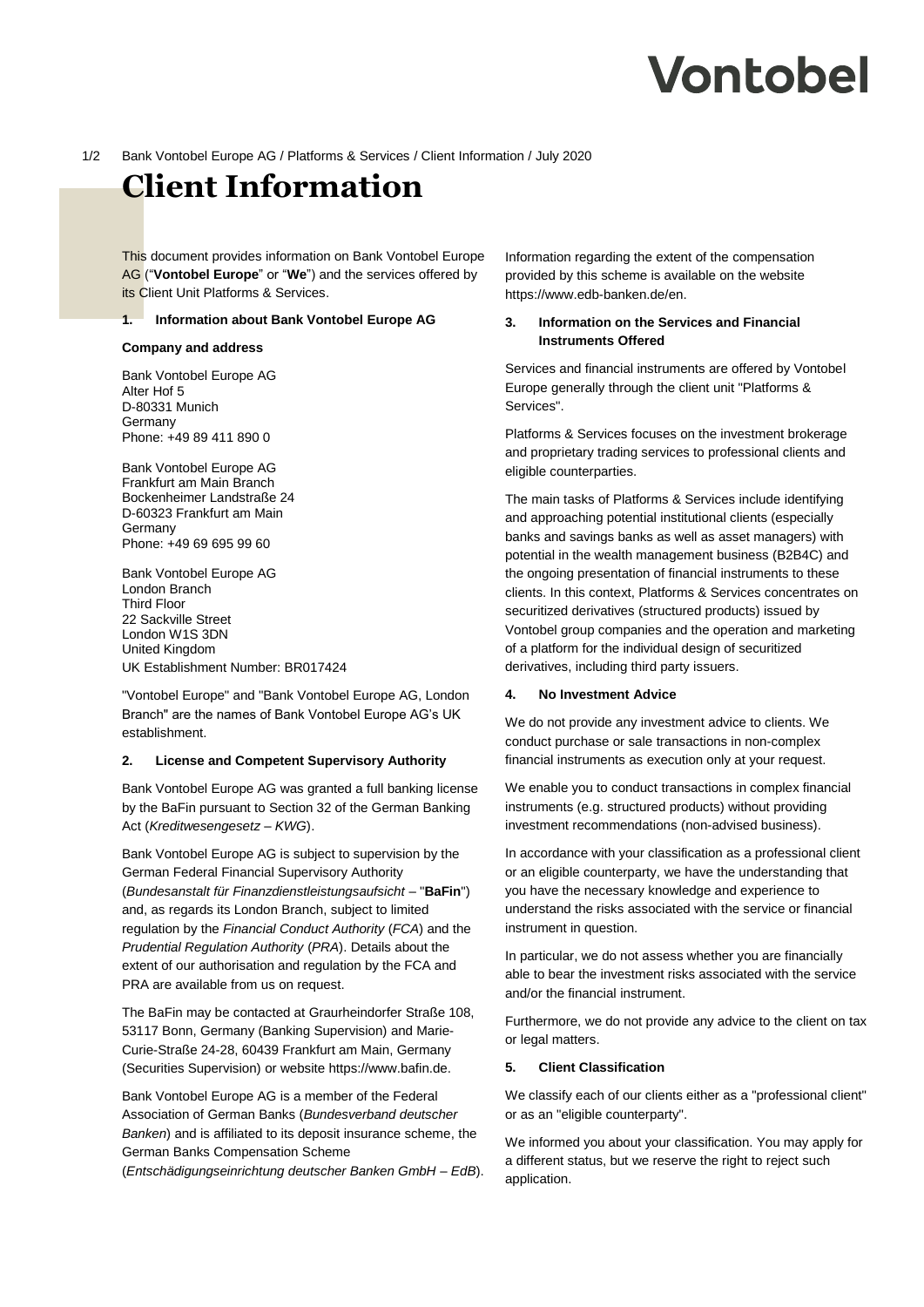# Client Information

This document provides information on Bank Vontobel Europe AG ("**Vontobel Europe**" or "**We**") and the services offered by its Client Unit Platforms & Services.

## 1. Information about Bank Vontobel Europe AG

**Company and address**

Bank Vontobel Europe AG
Alter Hof 5
D-80331 Munich
Germany
Phone: +49 89 411 890 0

Bank Vontobel Europe AG
Frankfurt am Main Branch
Bockenheimer Landstraße 24
D-60323 Frankfurt am Main
Germany
Phone: +49 69 695 99 60

Bank Vontobel Europe AG
London Branch
Third Floor
22 Sackville Street
London W1S 3DN
United Kingdom
UK Establishment Number: BR017424

"Vontobel Europe" and "Bank Vontobel Europe AG, London Branch" are the names of Bank Vontobel Europe AG's UK establishment.

## 2. License and Competent Supervisory Authority

Bank Vontobel Europe AG was granted a full banking license by the BaFin pursuant to Section 32 of the German Banking Act (*Kreditwesengesetz – KWG*).

Bank Vontobel Europe AG is subject to supervision by the German Federal Financial Supervisory Authority (*Bundesanstalt für Finanzdienstleistungsaufsicht* – "**BaFin**") and, as regards its London Branch, subject to limited regulation by the *Financial Conduct Authority* (*FCA*) and the *Prudential Regulation Authority* (*PRA*). Details about the extent of our authorisation and regulation by the FCA and PRA are available from us on request.

The BaFin may be contacted at Graurheindorfer Straße 108, 53117 Bonn, Germany (Banking Supervision) and Marie-Curie-Straße 24-28, 60439 Frankfurt am Main, Germany (Securities Supervision) or website https://www.bafin.de.

Bank Vontobel Europe AG is a member of the Federal Association of German Banks (*Bundesverband deutscher Banken*) and is affiliated to its deposit insurance scheme, the German Banks Compensation Scheme (*Entschädigungseinrichtung deutscher Banken GmbH – EdB*). Information regarding the extent of the compensation provided by this scheme is available on the website https://www.edb-banken.de/en.

## 3. Information on the Services and Financial Instruments Offered

Services and financial instruments are offered by Vontobel Europe generally through the client unit "Platforms & Services".

Platforms & Services focuses on the investment brokerage and proprietary trading services to professional clients and eligible counterparties.

The main tasks of Platforms & Services include identifying and approaching potential institutional clients (especially banks and savings banks as well as asset managers) with potential in the wealth management business (B2B4C) and the ongoing presentation of financial instruments to these clients. In this context, Platforms & Services concentrates on securitized derivatives (structured products) issued by Vontobel group companies and the operation and marketing of a platform for the individual design of securitized derivatives, including third party issuers.

## 4. No Investment Advice

We do not provide any investment advice to clients. We conduct purchase or sale transactions in non-complex financial instruments as execution only at your request.

We enable you to conduct transactions in complex financial instruments (e.g. structured products) without providing investment recommendations (non-advised business).

In accordance with your classification as a professional client or an eligible counterparty, we have the understanding that you have the necessary knowledge and experience to understand the risks associated with the service or financial instrument in question.

In particular, we do not assess whether you are financially able to bear the investment risks associated with the service and/or the financial instrument.

Furthermore, we do not provide any advice to the client on tax or legal matters.

## 5. Client Classification

We classify each of our clients either as a "professional client" or as an "eligible counterparty".

We informed you about your classification. You may apply for a different status, but we reserve the right to reject such application.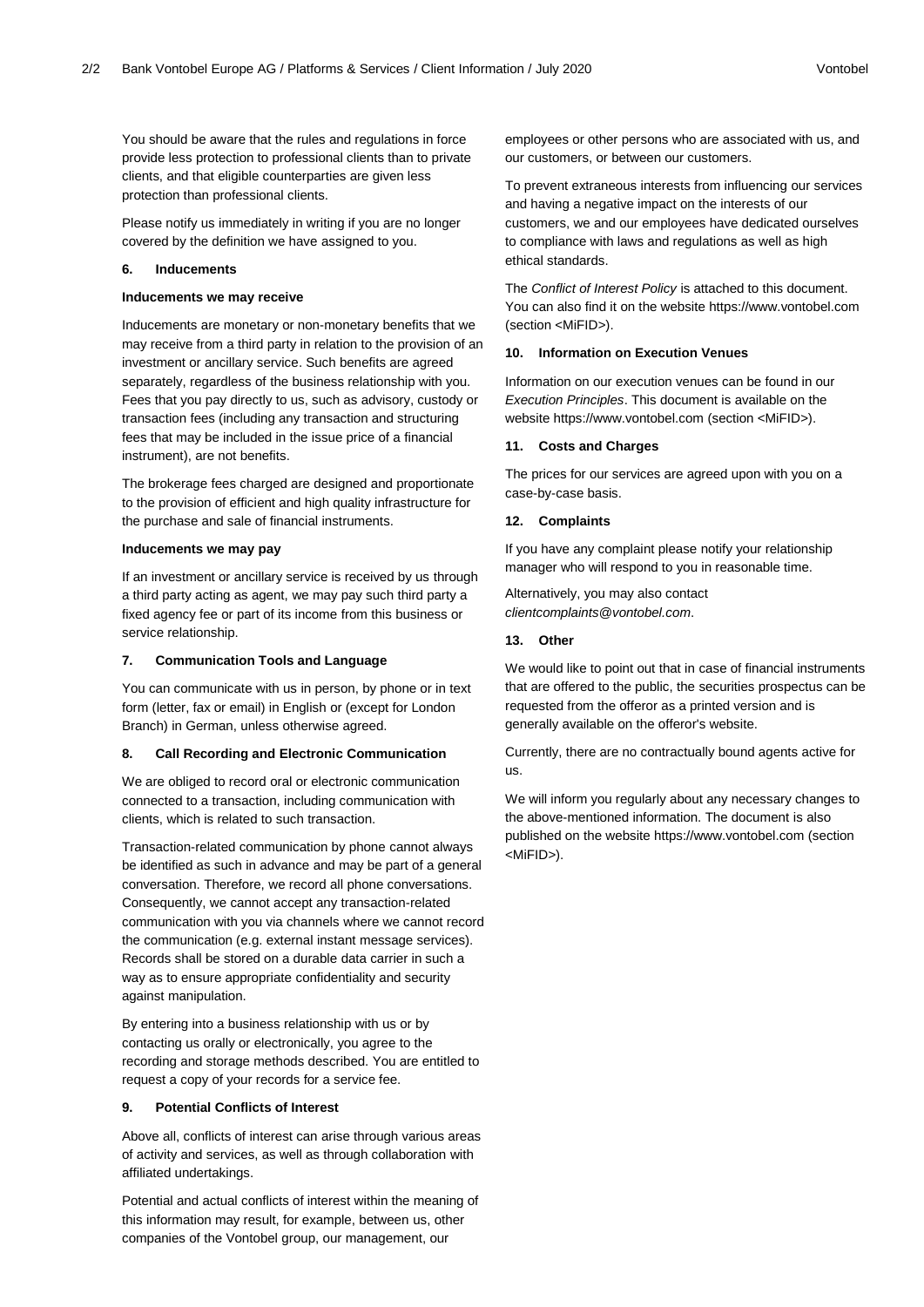You should be aware that the rules and regulations in force provide less protection to professional clients than to private clients, and that eligible counterparties are given less protection than professional clients.

Please notify us immediately in writing if you are no longer covered by the definition we have assigned to you.

## 6. Inducements

**Inducements we may receive**

Inducements are monetary or non-monetary benefits that we may receive from a third party in relation to the provision of an investment or ancillary service. Such benefits are agreed separately, regardless of the business relationship with you. Fees that you pay directly to us, such as advisory, custody or transaction fees (including any transaction and structuring fees that may be included in the issue price of a financial instrument), are not benefits.

The brokerage fees charged are designed and proportionate to the provision of efficient and high quality infrastructure for the purchase and sale of financial instruments.

**Inducements we may pay**

If an investment or ancillary service is received by us through a third party acting as agent, we may pay such third party a fixed agency fee or part of its income from this business or service relationship.

## 7. Communication Tools and Language

You can communicate with us in person, by phone or in text form (letter, fax or email) in English or (except for London Branch) in German, unless otherwise agreed.

## 8. Call Recording and Electronic Communication

We are obliged to record oral or electronic communication connected to a transaction, including communication with clients, which is related to such transaction.

Transaction-related communication by phone cannot always be identified as such in advance and may be part of a general conversation. Therefore, we record all phone conversations. Consequently, we cannot accept any transaction-related communication with you via channels where we cannot record the communication (e.g. external instant message services). Records shall be stored on a durable data carrier in such a way as to ensure appropriate confidentiality and security against manipulation.

By entering into a business relationship with us or by contacting us orally or electronically, you agree to the recording and storage methods described. You are entitled to request a copy of your records for a service fee.

## 9. Potential Conflicts of Interest

Above all, conflicts of interest can arise through various areas of activity and services, as well as through collaboration with affiliated undertakings.

Potential and actual conflicts of interest within the meaning of this information may result, for example, between us, other companies of the Vontobel group, our management, our employees or other persons who are associated with us, and our customers, or between our customers.

To prevent extraneous interests from influencing our services and having a negative impact on the interests of our customers, we and our employees have dedicated ourselves to compliance with laws and regulations as well as high ethical standards.

The *Conflict of Interest Policy* is attached to this document. You can also find it on the website https://www.vontobel.com (section <MiFID>).

## 10. Information on Execution Venues

Information on our execution venues can be found in our *Execution Principles*. This document is available on the website https://www.vontobel.com (section <MiFID>).

## 11. Costs and Charges

The prices for our services are agreed upon with you on a case-by-case basis.

## 12. Complaints

If you have any complaint please notify your relationship manager who will respond to you in reasonable time.

Alternatively, you may also contact *clientcomplaints@vontobel.com*.

## 13. Other

We would like to point out that in case of financial instruments that are offered to the public, the securities prospectus can be requested from the offeror as a printed version and is generally available on the offeror's website.

Currently, there are no contractually bound agents active for us.

We will inform you regularly about any necessary changes to the above-mentioned information. The document is also published on the website https://www.vontobel.com (section <MiFID>).